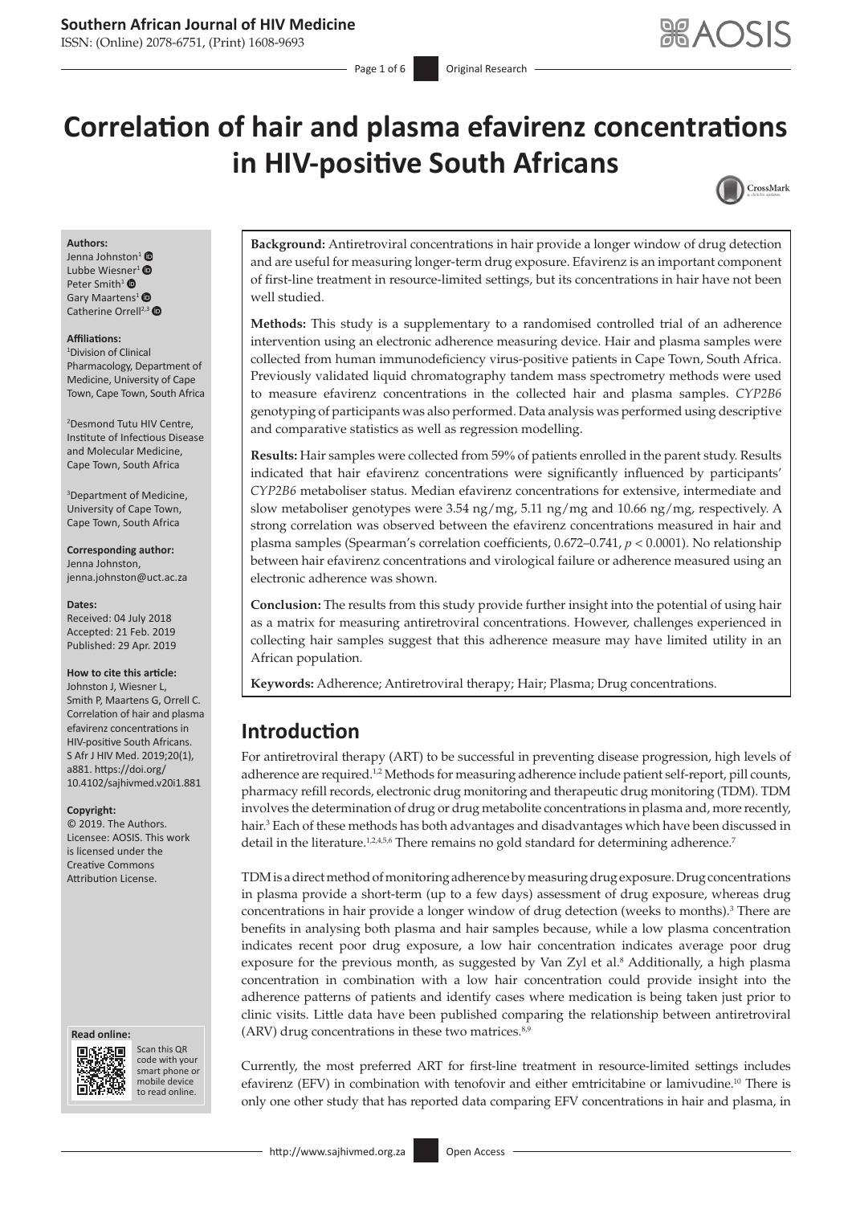# Correlation of hair and plasma efavirenz concentrations in HIV-positive South Africans

**Authors:**
Jenna Johnston[1]
Lubbe Wiesner[1]
Peter Smith[1]
Gary Maartens[1]
Catherine Orrell[2,3]

**Affiliations:**
[1]Division of Clinical Pharmacology, Department of Medicine, University of Cape Town, Cape Town, South Africa

[2]Desmond Tutu HIV Centre, Institute of Infectious Disease and Molecular Medicine, Cape Town, South Africa

[3]Department of Medicine, University of Cape Town, Cape Town, South Africa

**Corresponding author:**
Jenna Johnston,
jenna.johnston@uct.ac.za

**Dates:**
Received: 04 July 2018
Accepted: 21 Feb. 2019
Published: 29 Apr. 2019

**How to cite this article:**
Johnston J, Wiesner L, Smith P, Maartens G, Orrell C. Correlation of hair and plasma efavirenz concentrations in HIV-positive South Africans. S Afr J HIV Med. 2019;20(1), a881. https://doi.org/10.4102/sajhivmed.v20i1.881

**Copyright:**
© 2019. The Authors. Licensee: AOSIS. This work is licensed under the Creative Commons Attribution License.

**Background:** Antiretroviral concentrations in hair provide a longer window of drug detection and are useful for measuring longer-term drug exposure. Efavirenz is an important component of first-line treatment in resource-limited settings, but its concentrations in hair have not been well studied.

**Methods:** This study is a supplementary to a randomised controlled trial of an adherence intervention using an electronic adherence measuring device. Hair and plasma samples were collected from human immunodeficiency virus-positive patients in Cape Town, South Africa. Previously validated liquid chromatography tandem mass spectrometry methods were used to measure efavirenz concentrations in the collected hair and plasma samples. *CYP2B6* genotyping of participants was also performed. Data analysis was performed using descriptive and comparative statistics as well as regression modelling.

**Results:** Hair samples were collected from 59% of patients enrolled in the parent study. Results indicated that hair efavirenz concentrations were significantly influenced by participants' *CYP2B6* metaboliser status. Median efavirenz concentrations for extensive, intermediate and slow metaboliser genotypes were 3.54 ng/mg, 5.11 ng/mg and 10.66 ng/mg, respectively. A strong correlation was observed between the efavirenz concentrations measured in hair and plasma samples (Spearman's correlation coefficients, 0.672–0.741, $p < 0.0001$). No relationship between hair efavirenz concentrations and virological failure or adherence measured using an electronic adherence was shown.

**Conclusion:** The results from this study provide further insight into the potential of using hair as a matrix for measuring antiretroviral concentrations. However, challenges experienced in collecting hair samples suggest that this adherence measure may have limited utility in an African population.

**Keywords:** Adherence; Antiretroviral therapy; Hair; Plasma; Drug concentrations.

## Introduction

For antiretroviral therapy (ART) to be successful in preventing disease progression, high levels of adherence are required.[1,2] Methods for measuring adherence include patient self-report, pill counts, pharmacy refill records, electronic drug monitoring and therapeutic drug monitoring (TDM). TDM involves the determination of drug or drug metabolite concentrations in plasma and, more recently, hair.[3] Each of these methods has both advantages and disadvantages which have been discussed in detail in the literature.[1,2,4,5,6] There remains no gold standard for determining adherence.[7]

TDM is a direct method of monitoring adherence by measuring drug exposure. Drug concentrations in plasma provide a short-term (up to a few days) assessment of drug exposure, whereas drug concentrations in hair provide a longer window of drug detection (weeks to months).[3] There are benefits in analysing both plasma and hair samples because, while a low plasma concentration indicates recent poor drug exposure, a low hair concentration indicates average poor drug exposure for the previous month, as suggested by Van Zyl et al.[8] Additionally, a high plasma concentration in combination with a low hair concentration could provide insight into the adherence patterns of patients and identify cases where medication is being taken just prior to clinic visits. Little data have been published comparing the relationship between antiretroviral (ARV) drug concentrations in these two matrices.[8,9]

Currently, the most preferred ART for first-line treatment in resource-limited settings includes efavirenz (EFV) in combination with tenofovir and either emtricitabine or lamivudine.[10] There is only one other study that has reported data comparing EFV concentrations in hair and plasma, in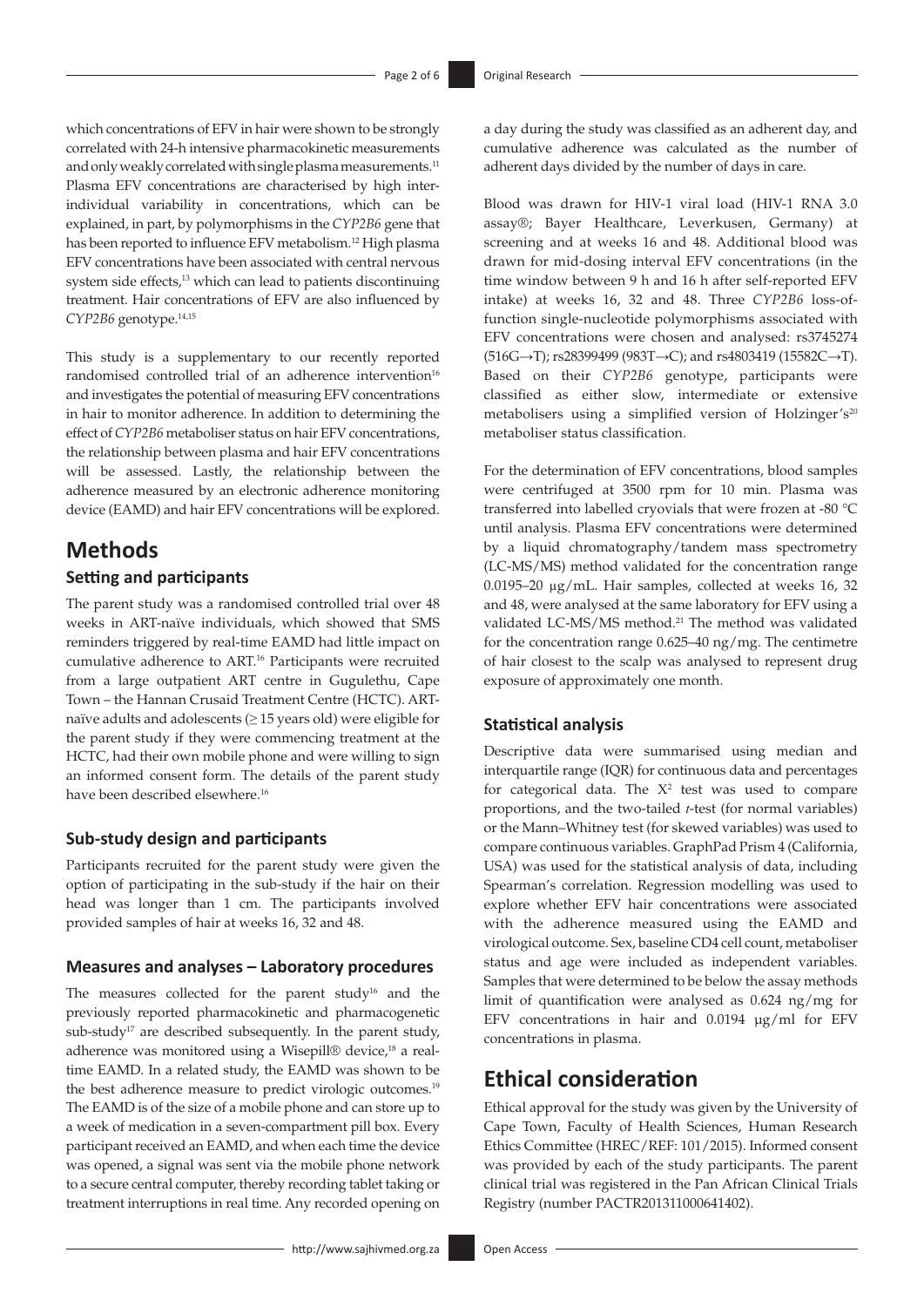which concentrations of EFV in hair were shown to be strongly correlated with 24-h intensive pharmacokinetic measurements and only weakly correlated with single plasma measurements.[11] Plasma EFV concentrations are characterised by high inter-individual variability in concentrations, which can be explained, in part, by polymorphisms in the *CYP2B6* gene that has been reported to influence EFV metabolism.[12] High plasma EFV concentrations have been associated with central nervous system side effects,[13] which can lead to patients discontinuing treatment. Hair concentrations of EFV are also influenced by *CYP2B6* genotype.[14,15]

This study is a supplementary to our recently reported randomised controlled trial of an adherence intervention[16] and investigates the potential of measuring EFV concentrations in hair to monitor adherence. In addition to determining the effect of *CYP2B6* metaboliser status on hair EFV concentrations, the relationship between plasma and hair EFV concentrations will be assessed. Lastly, the relationship between the adherence measured by an electronic adherence monitoring device (EAMD) and hair EFV concentrations will be explored.

# Methods

## Setting and participants

The parent study was a randomised controlled trial over 48 weeks in ART-naïve individuals, which showed that SMS reminders triggered by real-time EAMD had little impact on cumulative adherence to ART.[16] Participants were recruited from a large outpatient ART centre in Gugulethu, Cape Town – the Hannan Crusaid Treatment Centre (HCTC). ART-naïve adults and adolescents (≥ 15 years old) were eligible for the parent study if they were commencing treatment at the HCTC, had their own mobile phone and were willing to sign an informed consent form. The details of the parent study have been described elsewhere.[16]

### Sub-study design and participants

Participants recruited for the parent study were given the option of participating in the sub-study if the hair on their head was longer than 1 cm. The participants involved provided samples of hair at weeks 16, 32 and 48.

### Measures and analyses – Laboratory procedures

The measures collected for the parent study[16] and the previously reported pharmacokinetic and pharmacogenetic sub-study[17] are described subsequently. In the parent study, adherence was monitored using a Wisepill® device,[18] a real-time EAMD. In a related study, the EAMD was shown to be the best adherence measure to predict virologic outcomes.[19] The EAMD is of the size of a mobile phone and can store up to a week of medication in a seven-compartment pill box. Every participant received an EAMD, and when each time the device was opened, a signal was sent via the mobile phone network to a secure central computer, thereby recording tablet taking or treatment interruptions in real time. Any recorded opening on a day during the study was classified as an adherent day, and cumulative adherence was calculated as the number of adherent days divided by the number of days in care.

Blood was drawn for HIV-1 viral load (HIV-1 RNA 3.0 assay®; Bayer Healthcare, Leverkusen, Germany) at screening and at weeks 16 and 48. Additional blood was drawn for mid-dosing interval EFV concentrations (in the time window between 9 h and 16 h after self-reported EFV intake) at weeks 16, 32 and 48. Three *CYP2B6* loss-of-function single-nucleotide polymorphisms associated with EFV concentrations were chosen and analysed: rs3745274 (516G→T); rs28399499 (983T→C); and rs4803419 (15582C→T). Based on their *CYP2B6* genotype, participants were classified as either slow, intermediate or extensive metabolisers using a simplified version of Holzinger's[20] metaboliser status classification.

For the determination of EFV concentrations, blood samples were centrifuged at 3500 rpm for 10 min. Plasma was transferred into labelled cryovials that were frozen at -80 °C until analysis. Plasma EFV concentrations were determined by a liquid chromatography/tandem mass spectrometry (LC-MS/MS) method validated for the concentration range 0.0195–20 µg/mL. Hair samples, collected at weeks 16, 32 and 48, were analysed at the same laboratory for EFV using a validated LC-MS/MS method.[21] The method was validated for the concentration range 0.625–40 ng/mg. The centimetre of hair closest to the scalp was analysed to represent drug exposure of approximately one month.

### Statistical analysis

Descriptive data were summarised using median and interquartile range (IQR) for continuous data and percentages for categorical data. The $X^2$ test was used to compare proportions, and the two-tailed *t*-test (for normal variables) or the Mann–Whitney test (for skewed variables) was used to compare continuous variables. GraphPad Prism 4 (California, USA) was used for the statistical analysis of data, including Spearman's correlation. Regression modelling was used to explore whether EFV hair concentrations were associated with the adherence measured using the EAMD and virological outcome. Sex, baseline CD4 cell count, metaboliser status and age were included as independent variables. Samples that were determined to be below the assay methods limit of quantification were analysed as 0.624 ng/mg for EFV concentrations in hair and 0.0194 µg/ml for EFV concentrations in plasma.

# Ethical consideration

Ethical approval for the study was given by the University of Cape Town, Faculty of Health Sciences, Human Research Ethics Committee (HREC/REF: 101/2015). Informed consent was provided by each of the study participants. The parent clinical trial was registered in the Pan African Clinical Trials Registry (number PACTR201311000641402).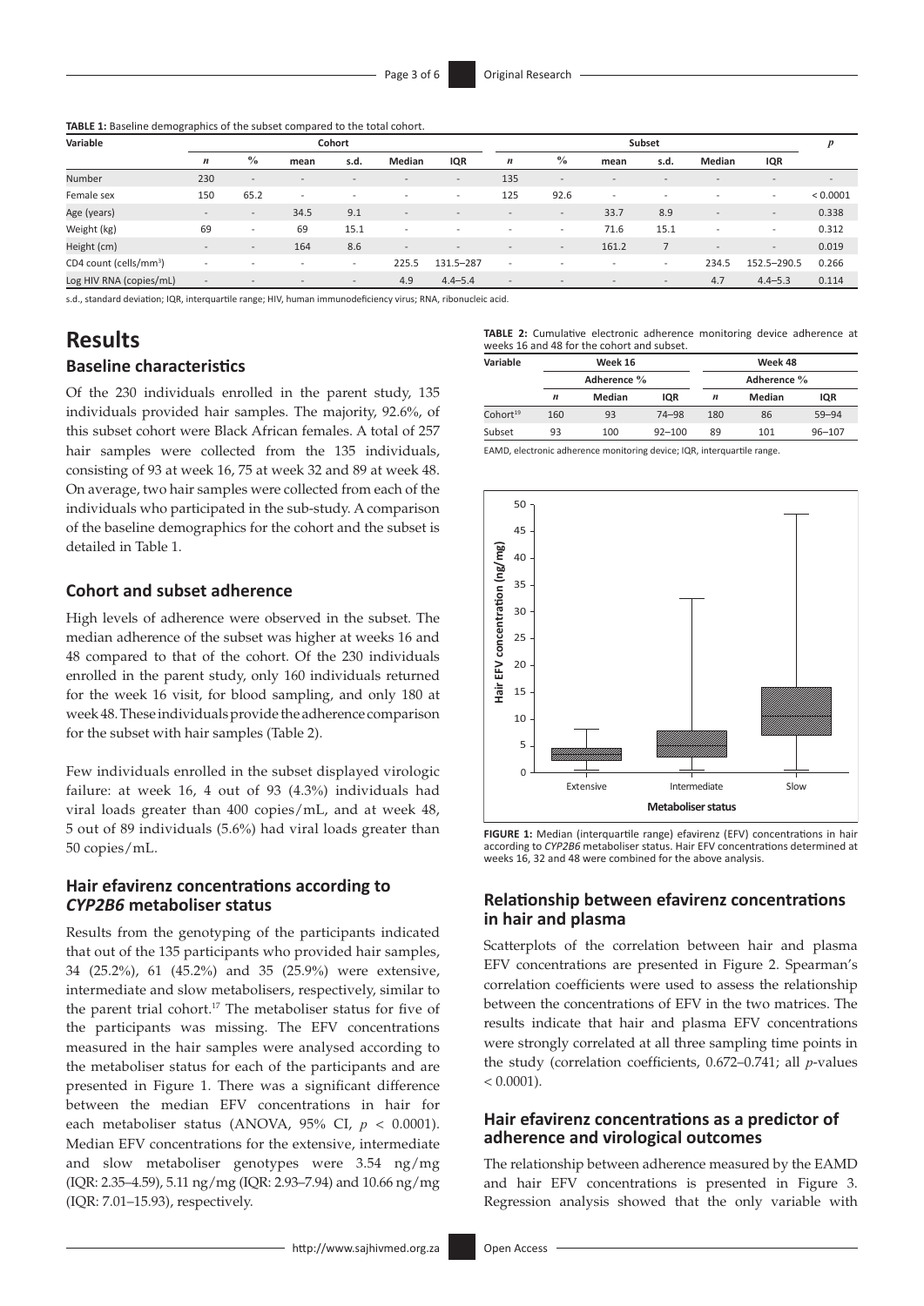**TABLE 1:** Baseline demographics of the subset compared to the total cohort.

| Variable | Cohort | | | | | | Subset | | | | | | $p$ |
|---|---|---|---|---|---|---|---|---|---|---|---|---|---|
| | $n$ | % | mean | s.d. | Median | IQR | $n$ | % | mean | s.d. | Median | IQR | |
| Number | 230 | - | - | - | - | - | 135 | - | - | - | - | - | - |
| Female sex | 150 | 65.2 | - | - | - | - | 125 | 92.6 | - | - | - | - | < 0.0001 |
| Age (years) | - | - | 34.5 | 9.1 | - | - | - | - | 33.7 | 8.9 | - | - | 0.338 |
| Weight (kg) | 69 | - | 69 | 15.1 | - | - | - | - | 71.6 | 15.1 | - | - | 0.312 |
| Height (cm) | - | - | 164 | 8.6 | - | - | - | - | 161.2 | 7 | - | - | 0.019 |
| CD4 count (cells/mm$^3$) | - | - | - | - | 225.5 | 131.5–287 | - | - | - | - | 234.5 | 152.5–290.5 | 0.266 |
| Log HIV RNA (copies/mL) | - | - | - | - | 4.9 | 4.4–5.4 | - | - | - | - | 4.7 | 4.4–5.3 | 0.114 |

s.d., standard deviation; IQR, interquartile range; HIV, human immunodeficiency virus; RNA, ribonucleic acid.

# Results

## Baseline characteristics

Of the 230 individuals enrolled in the parent study, 135 individuals provided hair samples. The majority, 92.6%, of this subset cohort were Black African females. A total of 257 hair samples were collected from the 135 individuals, consisting of 93 at week 16, 75 at week 32 and 89 at week 48. On average, two hair samples were collected from each of the individuals who participated in the sub-study. A comparison of the baseline demographics for the cohort and the subset is detailed in Table 1.

## Cohort and subset adherence

High levels of adherence were observed in the subset. The median adherence of the subset was higher at weeks 16 and 48 compared to that of the cohort. Of the 230 individuals enrolled in the parent study, only 160 individuals returned for the week 16 visit, for blood sampling, and only 180 at week 48. These individuals provide the adherence comparison for the subset with hair samples (Table 2).

Few individuals enrolled in the subset displayed virologic failure: at week 16, 4 out of 93 (4.3%) individuals had viral loads greater than 400 copies/mL, and at week 48, 5 out of 89 individuals (5.6%) had viral loads greater than 50 copies/mL.

## Hair efavirenz concentrations according to *CYP2B6* metaboliser status

Results from the genotyping of the participants indicated that out of the 135 participants who provided hair samples, 34 (25.2%), 61 (45.2%) and 35 (25.9%) were extensive, intermediate and slow metabolisers, respectively, similar to the parent trial cohort.[17] The metaboliser status for five of the participants was missing. The EFV concentrations measured in the hair samples were analysed according to the metaboliser status for each of the participants and are presented in Figure 1. There was a significant difference between the median EFV concentrations in hair for each metaboliser status (ANOVA, 95% CI, $p < 0.0001$). Median EFV concentrations for the extensive, intermediate and slow metaboliser genotypes were 3.54 ng/mg (IQR: 2.35–4.59), 5.11 ng/mg (IQR: 2.93–7.94) and 10.66 ng/mg (IQR: 7.01–15.93), respectively.

**TABLE 2:** Cumulative electronic adherence monitoring device adherence at weeks 16 and 48 for the cohort and subset.

| Variable | Week 16 | | | Week 48 | | |
|---|---|---|---|---|---|---|
| | Adherence % | | | Adherence % | | |
| | $n$ | Median | IQR | $n$ | Median | IQR |
| Cohort[19] | 160 | 93 | 74–98 | 180 | 86 | 59–94 |
| Subset | 93 | 100 | 92–100 | 89 | 101 | 96–107 |

EAMD, electronic adherence monitoring device; IQR, interquartile range.

**FIGURE 1:** Median (interquartile range) efavirenz (EFV) concentrations in hair according to *CYP2B6* metaboliser status. Hair EFV concentrations determined at weeks 16, 32 and 48 were combined for the above analysis.

## Relationship between efavirenz concentrations in hair and plasma

Scatterplots of the correlation between hair and plasma EFV concentrations are presented in Figure 2. Spearman's correlation coefficients were used to assess the relationship between the concentrations of EFV in the two matrices. The results indicate that hair and plasma EFV concentrations were strongly correlated at all three sampling time points in the study (correlation coefficients, 0.672–0.741; all $p$-values $< 0.0001$).

## Hair efavirenz concentrations as a predictor of adherence and virological outcomes

The relationship between adherence measured by the EAMD and hair EFV concentrations is presented in Figure 3. Regression analysis showed that the only variable with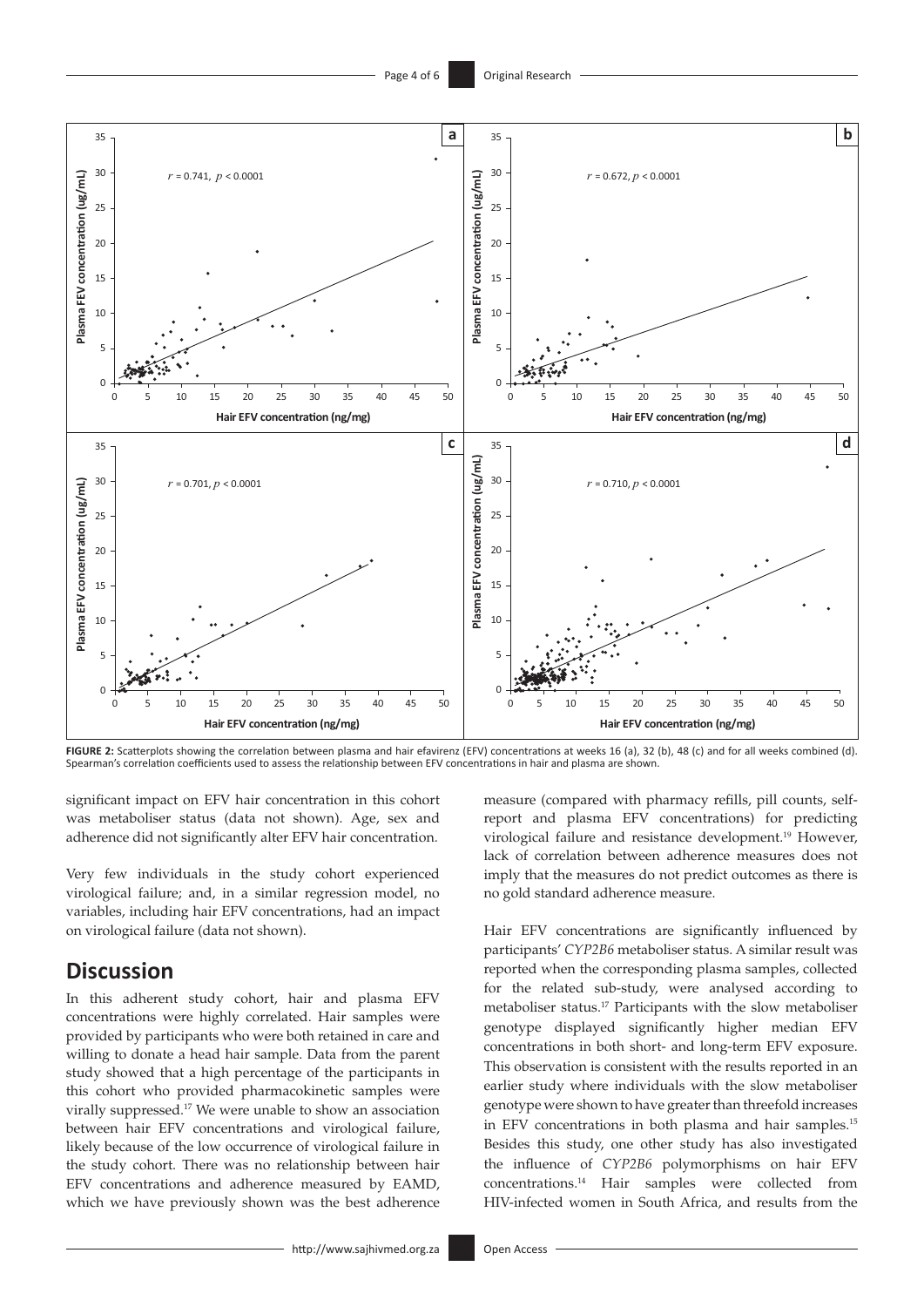**FIGURE 2:** Scatterplots showing the correlation between plasma and hair efavirenz (EFV) concentrations at weeks 16 (a), 32 (b), 48 (c) and for all weeks combined (d). Spearman's correlation coefficients used to assess the relationship between EFV concentrations in hair and plasma are shown.

significant impact on EFV hair concentration in this cohort was metaboliser status (data not shown). Age, sex and adherence did not significantly alter EFV hair concentration.

Very few individuals in the study cohort experienced virological failure; and, in a similar regression model, no variables, including hair EFV concentrations, had an impact on virological failure (data not shown).

## Discussion

In this adherent study cohort, hair and plasma EFV concentrations were highly correlated. Hair samples were provided by participants who were both retained in care and willing to donate a head hair sample. Data from the parent study showed that a high percentage of the participants in this cohort who provided pharmacokinetic samples were virally suppressed.[17] We were unable to show an association between hair EFV concentrations and virological failure, likely because of the low occurrence of virological failure in the study cohort. There was no relationship between hair EFV concentrations and adherence measured by EAMD, which we have previously shown was the best adherence measure (compared with pharmacy refills, pill counts, self-report and plasma EFV concentrations) for predicting virological failure and resistance development.[19] However, lack of correlation between adherence measures does not imply that the measures do not predict outcomes as there is no gold standard adherence measure.

Hair EFV concentrations are significantly influenced by participants' *CYP2B6* metaboliser status. A similar result was reported when the corresponding plasma samples, collected for the related sub-study, were analysed according to metaboliser status.[17] Participants with the slow metaboliser genotype displayed significantly higher median EFV concentrations in both short- and long-term EFV exposure. This observation is consistent with the results reported in an earlier study where individuals with the slow metaboliser genotype were shown to have greater than threefold increases in EFV concentrations in both plasma and hair samples.[15] Besides this study, one other study has also investigated the influence of *CYP2B6* polymorphisms on hair EFV concentrations.[14] Hair samples were collected from HIV-infected women in South Africa, and results from the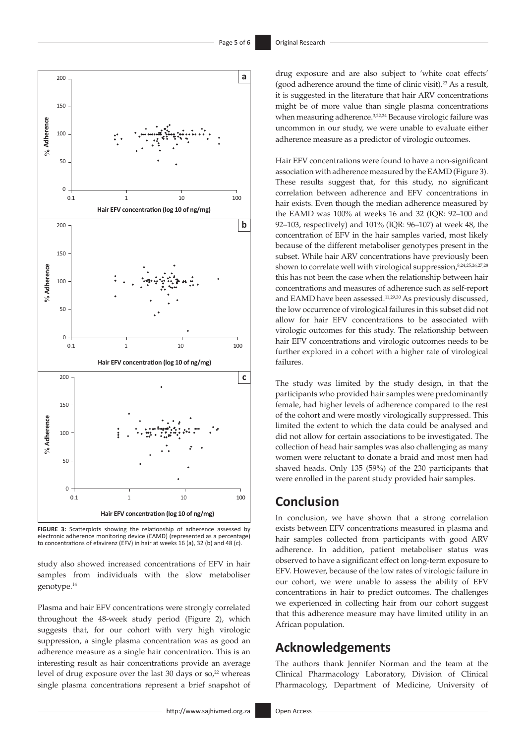**FIGURE 3:** Scatterplots showing the relationship of adherence assessed by electronic adherence monitoring device (EAMD) (represented as a percentage) to concentrations of efavirenz (EFV) in hair at weeks 16 (a), 32 (b) and 48 (c).

study also showed increased concentrations of EFV in hair samples from individuals with the slow metaboliser genotype.[14]

Plasma and hair EFV concentrations were strongly correlated throughout the 48-week study period (Figure 2), which suggests that, for our cohort with very high virologic suppression, a single plasma concentration was as good an adherence measure as a single hair concentration. This is an interesting result as hair concentrations provide an average level of drug exposure over the last 30 days or so,[22] whereas single plasma concentrations represent a brief snapshot of drug exposure and are also subject to 'white coat effects' (good adherence around the time of clinic visit).[23] As a result, it is suggested in the literature that hair ARV concentrations might be of more value than single plasma concentrations when measuring adherence.[3,22,24] Because virologic failure was uncommon in our study, we were unable to evaluate either adherence measure as a predictor of virologic outcomes.

Hair EFV concentrations were found to have a non-significant association with adherence measured by the EAMD (Figure 3). These results suggest that, for this study, no significant correlation between adherence and EFV concentrations in hair exists. Even though the median adherence measured by the EAMD was 100% at weeks 16 and 32 (IQR: 92–100 and 92–103, respectively) and 101% (IQR: 96–107) at week 48, the concentration of EFV in the hair samples varied, most likely because of the different metaboliser genotypes present in the subset. While hair ARV concentrations have previously been shown to correlate well with virological suppression,[8,24,25,26,27,28] this has not been the case when the relationship between hair concentrations and measures of adherence such as self-report and EAMD have been assessed.[11,29,30] As previously discussed, the low occurrence of virological failures in this subset did not allow for hair EFV concentrations to be associated with virologic outcomes for this study. The relationship between hair EFV concentrations and virologic outcomes needs to be further explored in a cohort with a higher rate of virological failures.

The study was limited by the study design, in that the participants who provided hair samples were predominantly female, had higher levels of adherence compared to the rest of the cohort and were mostly virologically suppressed. This limited the extent to which the data could be analysed and did not allow for certain associations to be investigated. The collection of head hair samples was also challenging as many women were reluctant to donate a braid and most men had shaved heads. Only 135 (59%) of the 230 participants that were enrolled in the parent study provided hair samples.

## Conclusion

In conclusion, we have shown that a strong correlation exists between EFV concentrations measured in plasma and hair samples collected from participants with good ARV adherence. In addition, patient metaboliser status was observed to have a significant effect on long-term exposure to EFV. However, because of the low rates of virologic failure in our cohort, we were unable to assess the ability of EFV concentrations in hair to predict outcomes. The challenges we experienced in collecting hair from our cohort suggest that this adherence measure may have limited utility in an African population.

## Acknowledgements

The authors thank Jennifer Norman and the team at the Clinical Pharmacology Laboratory, Division of Clinical Pharmacology, Department of Medicine, University of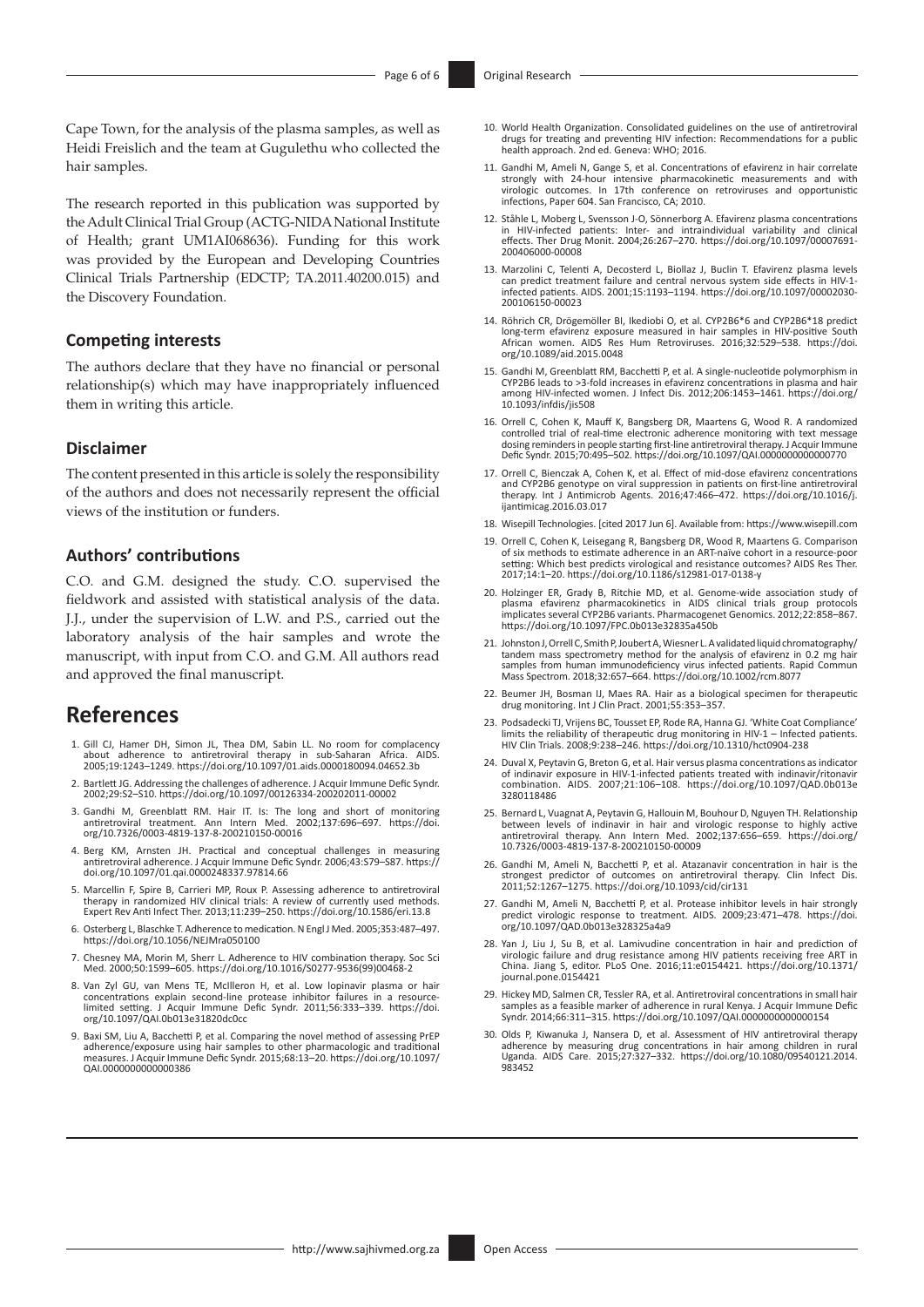Cape Town, for the analysis of the plasma samples, as well as Heidi Freislich and the team at Gugulethu who collected the hair samples.

The research reported in this publication was supported by the Adult Clinical Trial Group (ACTG-NIDA National Institute of Health; grant UM1AI068636). Funding for this work was provided by the European and Developing Countries Clinical Trials Partnership (EDCTP; TA.2011.40200.015) and the Discovery Foundation.

### Competing interests

The authors declare that they have no financial or personal relationship(s) which may have inappropriately influenced them in writing this article.

### Disclaimer

The content presented in this article is solely the responsibility of the authors and does not necessarily represent the official views of the institution or funders.

### Authors' contributions

C.O. and G.M. designed the study. C.O. supervised the fieldwork and assisted with statistical analysis of the data. J.J., under the supervision of L.W. and P.S., carried out the laboratory analysis of the hair samples and wrote the manuscript, with input from C.O. and G.M. All authors read and approved the final manuscript.

## References

1. Gill CJ, Hamer DH, Simon JL, Thea DM, Sabin LL. No room for complacency about adherence to antiretroviral therapy in sub-Saharan Africa. AIDS. 2005;19:1243–1249. https://doi.org/10.1097/01.aids.0000180094.04652.3b
2. Bartlett JG. Addressing the challenges of adherence. J Acquir Immune Defic Syndr. 2002;29:S2–S10. https://doi.org/10.1097/00126334-200202011-00002
3. Gandhi M, Greenblatt RM. Hair IT. Is: The long and short of monitoring antiretroviral treatment. Ann Intern Med. 2002;137:696–697. https://doi.org/10.7326/0003-4819-137-8-200210150-00016
4. Berg KM, Arnsten JH. Practical and conceptual challenges in measuring antiretroviral adherence. J Acquir Immune Defic Syndr. 2006;43:S79–S87. https://doi.org/10.1097/01.qai.0000248337.97814.66
5. Marcellin F, Spire B, Carrieri MP, Roux P. Assessing adherence to antiretroviral therapy in randomized HIV clinical trials: A review of currently used methods. Expert Rev Anti Infect Ther. 2013;11:239–250. https://doi.org/10.1586/eri.13.8
6. Osterberg L, Blaschke T. Adherence to medication. N Engl J Med. 2005;353:487–497. https://doi.org/10.1056/NEJMra050100
7. Chesney MA, Morin M, Sherr L. Adherence to HIV combination therapy. Soc Sci Med. 2000;50:1599–605. https://doi.org/10.1016/S0277-9536(99)00468-2
8. Van Zyl GU, van Mens TE, McIlleron H, et al. Low lopinavir plasma or hair concentrations explain second-line protease inhibitor failures in a resource-limited setting. J Acquir Immune Defic Syndr. 2011;56:333–339. https://doi.org/10.1097/QAI.0b013e31820dc0cc
9. Baxi SM, Liu A, Bacchetti P, et al. Comparing the novel method of assessing PrEP adherence/exposure using hair samples to other pharmacologic and traditional measures. J Acquir Immune Defic Syndr. 2015;68:13–20. https://doi.org/10.1097/QAI.0000000000000386
10. World Health Organization. Consolidated guidelines on the use of antiretroviral drugs for treating and preventing HIV infection: Recommendations for a public health approach. 2nd ed. Geneva: WHO; 2016.
11. Gandhi M, Ameli N, Gange S, et al. Concentrations of efavirenz in hair correlate strongly with 24-hour intensive pharmacokinetic measurements and with virologic outcomes. In 17th conference on retroviruses and opportunistic infections, Paper 604. San Francisco, CA; 2010.
12. Ståhle L, Moberg L, Svensson J-O, Sönnerborg A. Efavirenz plasma concentrations in HIV-infected patients: Inter- and intraindividual variability and clinical effects. Ther Drug Monit. 2004;26:267–270. https://doi.org/10.1097/00007691-200406000-00008
13. Marzolini C, Telenti A, Decosterd L, Biollaz J, Buclin T. Efavirenz plasma levels can predict treatment failure and central nervous system side effects in HIV-1-infected patients. AIDS. 2001;15:1193–1194. https://doi.org/10.1097/00002030-200106150-00023
14. Röhrich CR, Drögemöller BI, Ikediobi O, et al. CYP2B6*6 and CYP2B6*18 predict long-term efavirenz exposure measured in hair samples in HIV-positive South African women. AIDS Res Hum Retroviruses. 2016;32:529–538. https://doi.org/10.1089/aid.2015.0048
15. Gandhi M, Greenblatt RM, Bacchetti P, et al. A single-nucleotide polymorphism in CYP2B6 leads to >3-fold increases in efavirenz concentrations in plasma and hair among HIV-infected women. J Infect Dis. 2012;206:1453–1461. https://doi.org/10.1093/infdis/jis508
16. Orrell C, Cohen K, Mauff K, Bangsberg DR, Maartens G, Wood R. A randomized controlled trial of real-time electronic adherence monitoring with text message dosing reminders in people starting first-line antiretroviral therapy. J Acquir Immune Defic Syndr. 2015;70:495–502. https://doi.org/10.1097/QAI.0000000000000770
17. Orrell C, Bienczak A, Cohen K, et al. Effect of mid-dose efavirenz concentrations and CYP2B6 genotype on viral suppression in patients on first-line antiretroviral therapy. Int J Antimicrob Agents. 2016;47:466–472. https://doi.org/10.1016/j.ijantimicag.2016.03.017
18. Wisepill Technologies. [cited 2017 Jun 6]. Available from: https://www.wisepill.com
19. Orrell C, Cohen K, Leisegang R, Bangsberg DR, Wood R, Maartens G. Comparison of six methods to estimate adherence in an ART-naïve cohort in a resource-poor setting: Which best predicts virological and resistance outcomes? AIDS Res Ther. 2017;14:1–20. https://doi.org/10.1186/s12981-017-0138-y
20. Holzinger ER, Grady B, Ritchie MD, et al. Genome-wide association study of plasma efavirenz pharmacokinetics in AIDS clinical trials group protocols implicates several CYP2B6 variants. Pharmacogenet Genomics. 2012;22:858–867. https://doi.org/10.1097/FPC.0b013e32835a450b
21. Johnston J, Orrell C, Smith P, Joubert A, Wiesner L. A validated liquid chromatography/tandem mass spectrometry method for the analysis of efavirenz in 0.2 mg hair samples from human immunodeficiency virus infected patients. Rapid Commun Mass Spectrom. 2018;32:657–664. https://doi.org/10.1002/rcm.8077
22. Beumer JH, Bosman IJ, Maes RA. Hair as a biological specimen for therapeutic drug monitoring. Int J Clin Pract. 2001;55:353–357.
23. Podsadecki TJ, Vrijens BC, Tousset EP, Rode RA, Hanna GJ. 'White Coat Compliance' limits the reliability of therapeutic drug monitoring in HIV-1 – Infected patients. HIV Clin Trials. 2008;9:238–246. https://doi.org/10.1310/hct0904-238
24. Duval X, Peytavin G, Breton G, et al. Hair versus plasma concentrations as indicator of indinavir exposure in HIV-1-infected patients treated with indinavir/ritonavir combination. AIDS. 2007;21:106–108. https://doi.org/10.1097/QAD.0b013e3280118486
25. Bernard L, Vuagnat A, Peytavin G, Hallouin M, Bouhour D, Nguyen TH. Relationship between levels of indinavir in hair and virologic response to highly active antiretroviral therapy. Ann Intern Med. 2002;137:656–659. https://doi.org/10.7326/0003-4819-137-8-200210150-00009
26. Gandhi M, Ameli N, Bacchetti P, et al. Atazanavir concentration in hair is the strongest predictor of outcomes on antiretroviral therapy. Clin Infect Dis. 2011;52:1267–1275. https://doi.org/10.1093/cid/cir131
27. Gandhi M, Ameli N, Bacchetti P, et al. Protease inhibitor levels in hair strongly predict virologic response to treatment. AIDS. 2009;23:471–478. https://doi.org/10.1097/QAD.0b013e328325a4a9
28. Yan J, Liu J, Su B, et al. Lamivudine concentration in hair and prediction of virologic failure and drug resistance among HIV patients receiving free ART in China. Jiang S, editor. PLoS One. 2016;11:e0154421. https://doi.org/10.1371/journal.pone.0154421
29. Hickey MD, Salmen CR, Tessler RA, et al. Antiretroviral concentrations in small hair samples as a feasible marker of adherence in rural Kenya. J Acquir Immune Defic Syndr. 2014;66:311–315. https://doi.org/10.1097/QAI.0000000000000154
30. Olds P, Kiwanuka J, Nansera D, et al. Assessment of HIV antiretroviral therapy adherence by measuring drug concentrations in hair among children in rural Uganda. AIDS Care. 2015;27:327–332. https://doi.org/10.1080/09540121.2014.983452